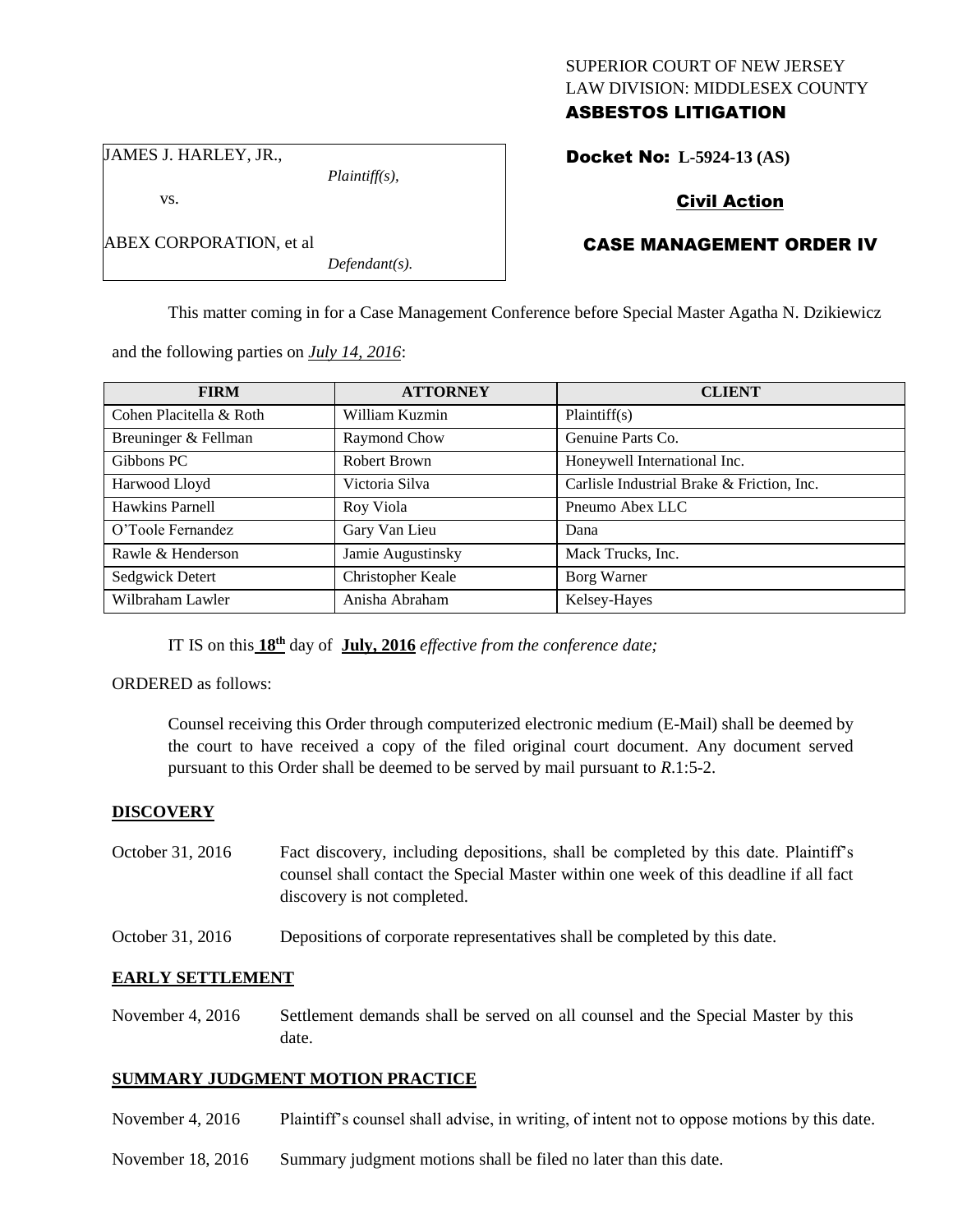SUPERIOR COURT OF NEW JERSEY
LAW DIVISION: MIDDLESEX COUNTY
**ASBESTOS LITIGATION**

JAMES J. HARLEY, JR.,
*Plaintiff(s),*

vs.

ABEX CORPORATION, et al
*Defendant(s).*

**Docket No: L-5924-13 (AS)**

**Civil Action**

**CASE MANAGEMENT ORDER IV**

This matter coming in for a Case Management Conference before Special Master Agatha N. Dzikiewicz and the following parties on *July 14, 2016*:

| FIRM | ATTORNEY | CLIENT |
|---|---|---|
| Cohen Placitella & Roth | William Kuzmin | Plaintiff(s) |
| Breuninger & Fellman | Raymond Chow | Genuine Parts Co. |
| Gibbons PC | Robert Brown | Honeywell International Inc. |
| Harwood Lloyd | Victoria Silva | Carlisle Industrial Brake & Friction, Inc. |
| Hawkins Parnell | Roy Viola | Pneumo Abex LLC |
| O'Toole Fernandez | Gary Van Lieu | Dana |
| Rawle & Henderson | Jamie Augustinsky | Mack Trucks, Inc. |
| Sedgwick Detert | Christopher Keale | Borg Warner |
| Wilbraham Lawler | Anisha Abraham | Kelsey-Hayes |

IT IS on this **18th** day of **July, 2016** *effective from the conference date;*

ORDERED as follows:

Counsel receiving this Order through computerized electronic medium (E-Mail) shall be deemed by the court to have received a copy of the filed original court document. Any document served pursuant to this Order shall be deemed to be served by mail pursuant to *R*.1:5-2.

**DISCOVERY**

October 31, 2016 Fact discovery, including depositions, shall be completed by this date. Plaintiff's counsel shall contact the Special Master within one week of this deadline if all fact discovery is not completed.

October 31, 2016 Depositions of corporate representatives shall be completed by this date.

**EARLY SETTLEMENT**

November 4, 2016 Settlement demands shall be served on all counsel and the Special Master by this date.

**SUMMARY JUDGMENT MOTION PRACTICE**

November 4, 2016 Plaintiff's counsel shall advise, in writing, of intent not to oppose motions by this date.

November 18, 2016 Summary judgment motions shall be filed no later than this date.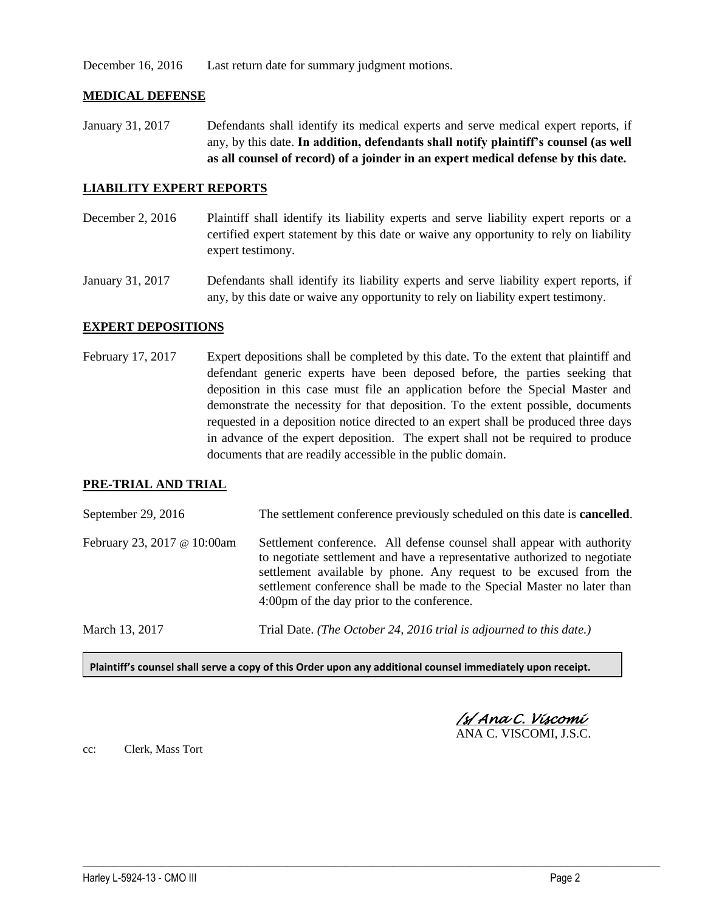| | |
|---|---|
| December 16, 2016 | Last return date for summary judgment motions. |

**MEDICAL DEFENSE**

| | |
|---|---|
| January 31, 2017 | Defendants shall identify its medical experts and serve medical expert reports, if any, by this date. **In addition, defendants shall notify plaintiff's counsel (as well as all counsel of record) of a joinder in an expert medical defense by this date.** |

**LIABILITY EXPERT REPORTS**

| | |
|---|---|
| December 2, 2016 | Plaintiff shall identify its liability experts and serve liability expert reports or a certified expert statement by this date or waive any opportunity to rely on liability expert testimony. |
| January 31, 2017 | Defendants shall identify its liability experts and serve liability expert reports, if any, by this date or waive any opportunity to rely on liability expert testimony. |

**EXPERT DEPOSITIONS**

| | |
|---|---|
| February 17, 2017 | Expert depositions shall be completed by this date. To the extent that plaintiff and defendant generic experts have been deposed before, the parties seeking that deposition in this case must file an application before the Special Master and demonstrate the necessity for that deposition. To the extent possible, documents requested in a deposition notice directed to an expert shall be produced three days in advance of the expert deposition. The expert shall not be required to produce documents that are readily accessible in the public domain. |

**PRE-TRIAL AND TRIAL**

| | |
|---|---|
| September 29, 2016 | The settlement conference previously scheduled on this date is **cancelled**. |
| February 23, 2017 @ 10:00am | Settlement conference. All defense counsel shall appear with authority to negotiate settlement and have a representative authorized to negotiate settlement available by phone. Any request to be excused from the settlement conference shall be made to the Special Master no later than 4:00pm of the day prior to the conference. |
| March 13, 2017 | Trial Date. *(The October 24, 2016 trial is adjourned to this date.)* |

**Plaintiff's counsel shall serve a copy of this Order upon any additional counsel immediately upon receipt.**

*/s/ Ana C. Viscomi*
ANA C. VISCOMI, J.S.C.

cc: Clerk, Mass Tort

Harley L-5924-13 - CMO III